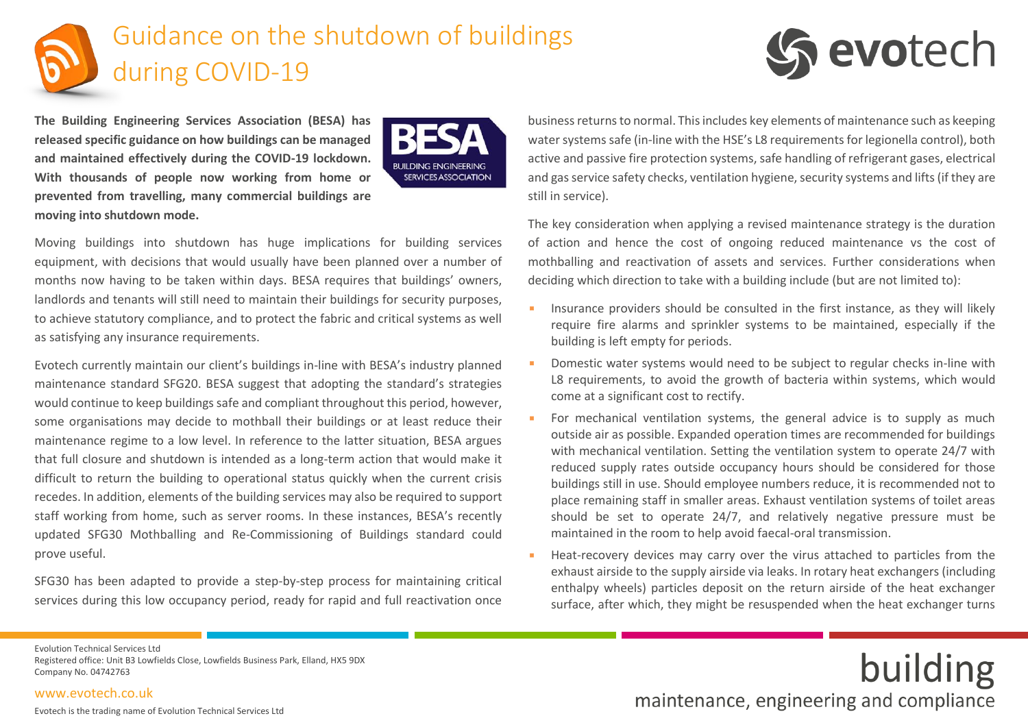# Guidance on the shutdown of buildings during COVID-19

**The Building Engineering Services Association (BESA) has released specific guidance on how buildings can be managed and maintained effectively during the COVID-19 lockdown. With thousands of people now working from home or prevented from travelling, many commercial buildings are moving into shutdown mode.**

Moving buildings into shutdown has huge implications for building services equipment, with decisions that would usually have been planned over a number of months now having to be taken within days. BESA requires that buildings' owners, landlords and tenants will still need to maintain their buildings for security purposes, to achieve statutory compliance, and to protect the fabric and critical systems as well as satisfying any insurance requirements.

Evotech currently maintain our client's buildings in-line with BESA's industry planned maintenance standard SFG20. BESA suggest that adopting the standard's strategies would continue to keep buildings safe and compliant throughout this period, however, some organisations may decide to mothball their buildings or at least reduce their maintenance regime to a low level. In reference to the latter situation, BESA argues that full closure and shutdown is intended as a long-term action that would make it difficult to return the building to operational status quickly when the current crisis recedes. In addition, elements of the building services may also be required to support staff working from home, such as server rooms. In these instances, BESA's recently updated SFG30 Mothballing and Re-Commissioning of Buildings standard could prove useful.

SFG30 has been adapted to provide a step-by-step process for maintaining critical services during this low occupancy period, ready for rapid and full reactivation once business returns to normal. This includes key elements of maintenance such as keeping water systems safe (in-line with the HSE's L8 requirements for legionella control), both active and passive fire protection systems, safe handling of refrigerant gases, electrical and gas service safety checks, ventilation hygiene, security systems and lifts (if they are still in service).

The key consideration when applying a revised maintenance strategy is the duration of action and hence the cost of ongoing reduced maintenance vs the cost of mothballing and reactivation of assets and services. Further considerations when deciding which direction to take with a building include (but are not limited to):

- Insurance providers should be consulted in the first instance, as they will likely require fire alarms and sprinkler systems to be maintained, especially if the building is left empty for periods.
- Domestic water systems would need to be subject to regular checks in-line with L8 requirements, to avoid the growth of bacteria within systems, which would come at a significant cost to rectify.
- For mechanical ventilation systems, the general advice is to supply as much outside air as possible. Expanded operation times are recommended for buildings with mechanical ventilation. Setting the ventilation system to operate 24/7 with reduced supply rates outside occupancy hours should be considered for those buildings still in use. Should employee numbers reduce, it is recommended not to place remaining staff in smaller areas. Exhaust ventilation systems of toilet areas should be set to operate 24/7, and relatively negative pressure must be maintained in the room to help avoid faecal-oral transmission.
- Heat-recovery devices may carry over the virus attached to particles from the exhaust airside to the supply airside via leaks. In rotary heat exchangers (including enthalpy wheels) particles deposit on the return airside of the heat exchanger surface, after which, they might be resuspended when the heat exchanger turns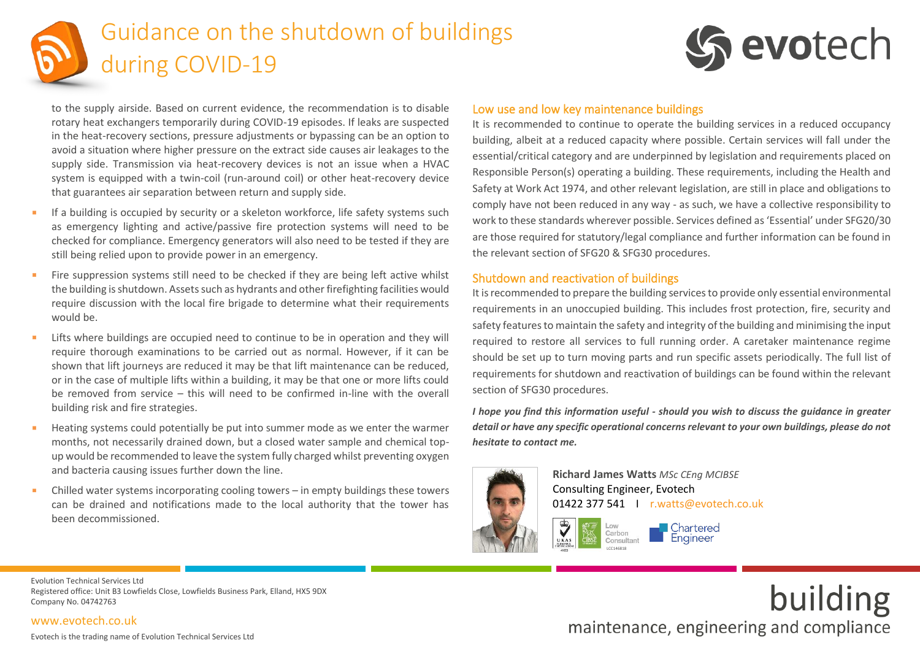to the supply airside. Based on current evidence, the recommendation is to disable rotary heat exchangers temporarily during COVID-19 episodes. If leaks are suspected in the heat-recovery sections, pressure adjustments or bypassing can be an option to avoid a situation where higher pressure on the extract side causes air leakages to the supply side. Transmission via heat-recovery devices is not an issue when a HVAC system is equipped with a twin-coil (run-around coil) or other heat-recovery device that guarantees air separation between return and supply side.

- If a building is occupied by security or a skeleton workforce, life safety systems such as emergency lighting and active/passive fire protection systems will need to be checked for compliance. Emergency generators will also need to be tested if they are still being relied upon to provide power in an emergency.
- Fire suppression systems still need to be checked if they are being left active whilst the building is shutdown. Assets such as hydrants and other firefighting facilities would require discussion with the local fire brigade to determine what their requirements would be.
- Lifts where buildings are occupied need to continue to be in operation and they will require thorough examinations to be carried out as normal. However, if it can be shown that lift journeys are reduced it may be that lift maintenance can be reduced, or in the case of multiple lifts within a building, it may be that one or more lifts could be removed from service – this will need to be confirmed in-line with the overall building risk and fire strategies.
- Heating systems could potentially be put into summer mode as we enter the warmer months, not necessarily drained down, but a closed water sample and chemical top-up would be recommended to leave the system fully charged whilst preventing oxygen and bacteria causing issues further down the line.
- Chilled water systems incorporating cooling towers – in empty buildings these towers can be drained and notifications made to the local authority that the tower has been decommissioned.

## Low use and low key maintenance buildings

It is recommended to continue to operate the building services in a reduced occupancy building, albeit at a reduced capacity where possible. Certain services will fall under the essential/critical category and are underpinned by legislation and requirements placed on Responsible Person(s) operating a building. These requirements, including the Health and Safety at Work Act 1974, and other relevant legislation, are still in place and obligations to comply have not been reduced in any way - as such, we have a collective responsibility to work to these standards wherever possible. Services defined as 'Essential' under SFG20/30 are those required for statutory/legal compliance and further information can be found in the relevant section of SFG20 & SFG30 procedures.

## Shutdown and reactivation of buildings

It is recommended to prepare the building services to provide only essential environmental requirements in an unoccupied building. This includes frost protection, fire, security and safety features to maintain the safety and integrity of the building and minimising the input required to restore all services to full running order. A caretaker maintenance regime should be set up to turn moving parts and run specific assets periodically. The full list of requirements for shutdown and reactivation of buildings can be found within the relevant section of SFG30 procedures.

***I hope you find this information useful - should you wish to discuss the guidance in greater detail or have any specific operational concerns relevant to your own buildings, please do not hesitate to contact me.***

**Richard James Watts** *MSc CEng MCIBSE*
Consulting Engineer, Evotech
01422 377 541 I r.watts@evotech.co.uk

Evolution Technical Services Ltd
Registered office: Unit B3 Lowfields Close, Lowfields Business Park, Elland, HX5 9DX
Company No. 04742763

www.evotech.co.uk

Evotech is the trading name of Evolution Technical Services Ltd

building
maintenance, engineering and compliance